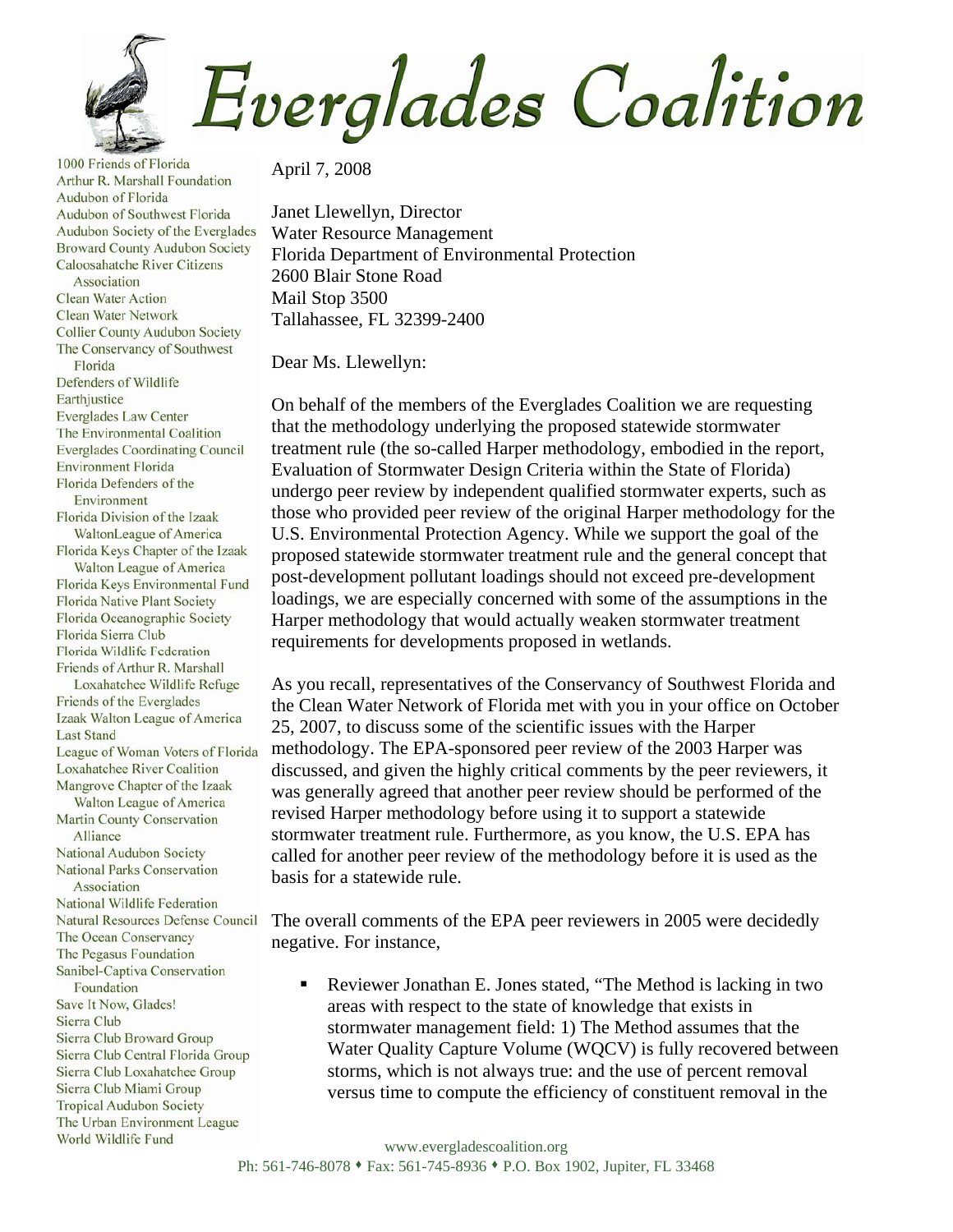# Everglades Coalition

1000 Friends of Florida
Arthur R. Marshall Foundation
Audubon of Florida
Audubon of Southwest Florida
Audubon Society of the Everglades
Broward County Audubon Society
Caloosahatche River Citizens Association
Clean Water Action
Clean Water Network
Collier County Audubon Society
The Conservancy of Southwest Florida
Defenders of Wildlife
Earthjustice
Everglades Law Center
The Environmental Coalition
Everglades Coordinating Council
Environment Florida
Florida Defenders of the Environment
Florida Division of the Izaak WaltonLeague of America
Florida Keys Chapter of the Izaak Walton League of America
Florida Keys Environmental Fund
Florida Native Plant Society
Florida Oceanographic Society
Florida Sierra Club
Florida Wildlife Federation
Friends of Arthur R. Marshall Loxahatchee Wildlife Refuge
Friends of the Everglades
Izaak Walton League of America
Last Stand
League of Woman Voters of Florida
Loxahatchee River Coalition
Mangrove Chapter of the Izaak Walton League of America
Martin County Conservation Alliance
National Audubon Society
National Parks Conservation Association
National Wildlife Federation
Natural Resources Defense Council
The Ocean Conservancy
The Pegasus Foundation
Sanibel-Captiva Conservation Foundation
Save It Now, Glades!
Sierra Club
Sierra Club Broward Group
Sierra Club Central Florida Group
Sierra Club Loxahatchee Group
Sierra Club Miami Group
Tropical Audubon Society
The Urban Environment League
World Wildlife Fund

April 7, 2008

Janet Llewellyn, Director
Water Resource Management
Florida Department of Environmental Protection
2600 Blair Stone Road
Mail Stop 3500
Tallahassee, FL 32399-2400

Dear Ms. Llewellyn:

On behalf of the members of the Everglades Coalition we are requesting that the methodology underlying the proposed statewide stormwater treatment rule (the so-called Harper methodology, embodied in the report, Evaluation of Stormwater Design Criteria within the State of Florida) undergo peer review by independent qualified stormwater experts, such as those who provided peer review of the original Harper methodology for the U.S. Environmental Protection Agency. While we support the goal of the proposed statewide stormwater treatment rule and the general concept that post-development pollutant loadings should not exceed pre-development loadings, we are especially concerned with some of the assumptions in the Harper methodology that would actually weaken stormwater treatment requirements for developments proposed in wetlands.

As you recall, representatives of the Conservancy of Southwest Florida and the Clean Water Network of Florida met with you in your office on October 25, 2007, to discuss some of the scientific issues with the Harper methodology. The EPA-sponsored peer review of the 2003 Harper was discussed, and given the highly critical comments by the peer reviewers, it was generally agreed that another peer review should be performed of the revised Harper methodology before using it to support a statewide stormwater treatment rule. Furthermore, as you know, the U.S. EPA has called for another peer review of the methodology before it is used as the basis for a statewide rule.

The overall comments of the EPA peer reviewers in 2005 were decidedly negative. For instance,

- Reviewer Jonathan E. Jones stated, "The Method is lacking in two areas with respect to the state of knowledge that exists in stormwater management field: 1) The Method assumes that the Water Quality Capture Volume (WQCV) is fully recovered between storms, which is not always true: and the use of percent removal versus time to compute the efficiency of constituent removal in the

www.evergladescoalition.org
Ph: 561-746-8078 ♦ Fax: 561-745-8936 ♦ P.O. Box 1902, Jupiter, FL 33468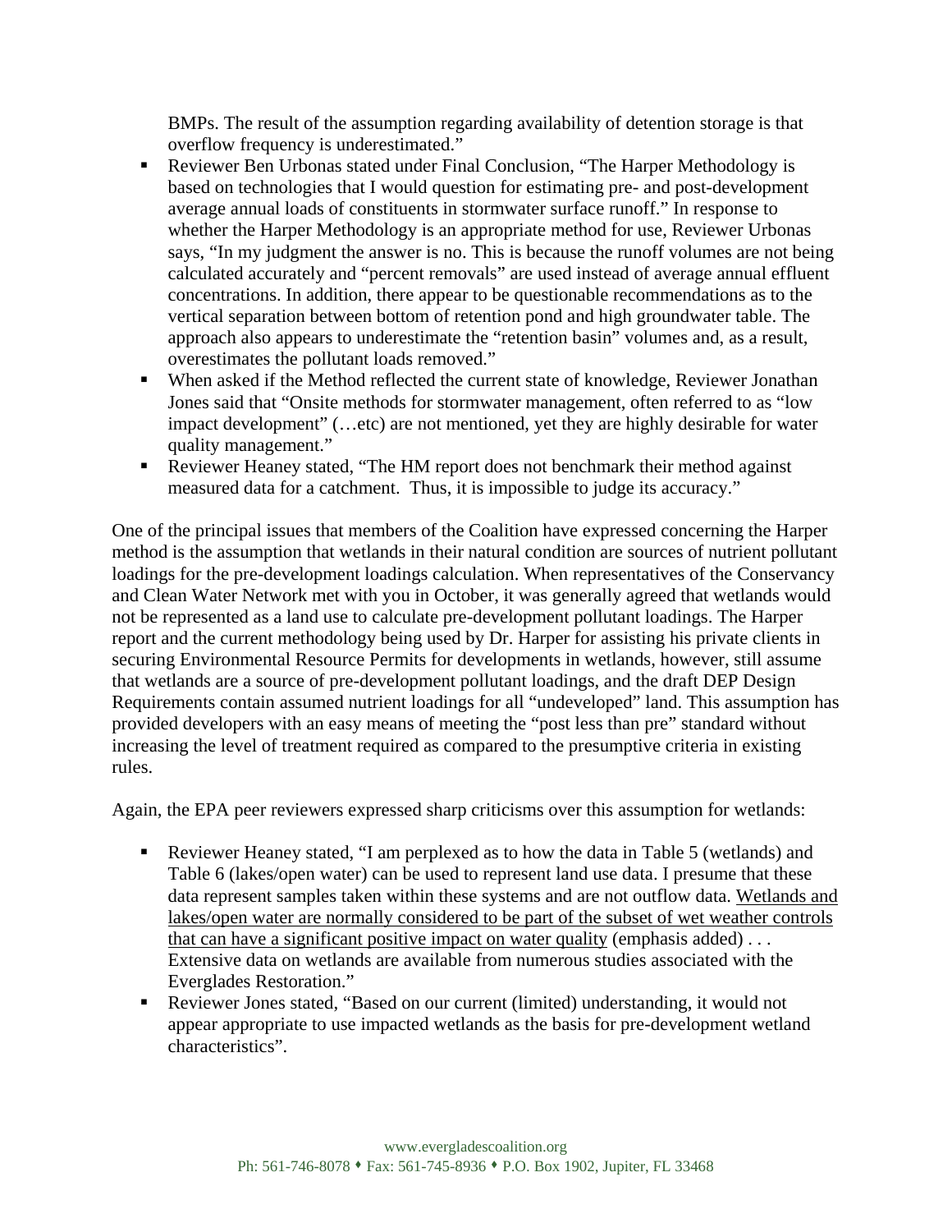BMPs. The result of the assumption regarding availability of detention storage is that overflow frequency is underestimated."

- Reviewer Ben Urbonas stated under Final Conclusion, "The Harper Methodology is based on technologies that I would question for estimating pre- and post-development average annual loads of constituents in stormwater surface runoff." In response to whether the Harper Methodology is an appropriate method for use, Reviewer Urbonas says, "In my judgment the answer is no. This is because the runoff volumes are not being calculated accurately and "percent removals" are used instead of average annual effluent concentrations. In addition, there appear to be questionable recommendations as to the vertical separation between bottom of retention pond and high groundwater table. The approach also appears to underestimate the "retention basin" volumes and, as a result, overestimates the pollutant loads removed."
- When asked if the Method reflected the current state of knowledge, Reviewer Jonathan Jones said that "Onsite methods for stormwater management, often referred to as "low impact development" (…etc) are not mentioned, yet they are highly desirable for water quality management."
- Reviewer Heaney stated, "The HM report does not benchmark their method against measured data for a catchment. Thus, it is impossible to judge its accuracy."

One of the principal issues that members of the Coalition have expressed concerning the Harper method is the assumption that wetlands in their natural condition are sources of nutrient pollutant loadings for the pre-development loadings calculation. When representatives of the Conservancy and Clean Water Network met with you in October, it was generally agreed that wetlands would not be represented as a land use to calculate pre-development pollutant loadings. The Harper report and the current methodology being used by Dr. Harper for assisting his private clients in securing Environmental Resource Permits for developments in wetlands, however, still assume that wetlands are a source of pre-development pollutant loadings, and the draft DEP Design Requirements contain assumed nutrient loadings for all "undeveloped" land. This assumption has provided developers with an easy means of meeting the "post less than pre" standard without increasing the level of treatment required as compared to the presumptive criteria in existing rules.

Again, the EPA peer reviewers expressed sharp criticisms over this assumption for wetlands:

- Reviewer Heaney stated, "I am perplexed as to how the data in Table 5 (wetlands) and Table 6 (lakes/open water) can be used to represent land use data. I presume that these data represent samples taken within these systems and are not outflow data. <u>Wetlands and lakes/open water are normally considered to be part of the subset of wet weather controls that can have a significant positive impact on water quality</u> (emphasis added) . . . Extensive data on wetlands are available from numerous studies associated with the Everglades Restoration."
- Reviewer Jones stated, "Based on our current (limited) understanding, it would not appear appropriate to use impacted wetlands as the basis for pre-development wetland characteristics".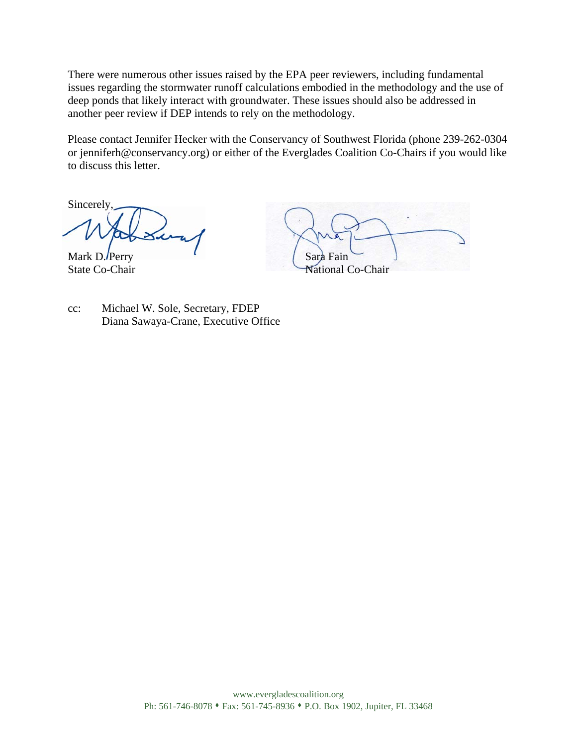There were numerous other issues raised by the EPA peer reviewers, including fundamental issues regarding the stormwater runoff calculations embodied in the methodology and the use of deep ponds that likely interact with groundwater. These issues should also be addressed in another peer review if DEP intends to rely on the methodology.

Please contact Jennifer Hecker with the Conservancy of Southwest Florida (phone 239-262-0304 or jenniferh@conservancy.org) or either of the Everglades Coalition Co-Chairs if you would like to discuss this letter.

Sincerely,

Mark D. Perry
State Co-Chair

Sara Fain
National Co-Chair

cc: Michael W. Sole, Secretary, FDEP
Diana Sawaya-Crane, Executive Office

www.evergladescoalition.org
Ph: 561-746-8078 ♦ Fax: 561-745-8936 ♦ P.O. Box 1902, Jupiter, FL 33468